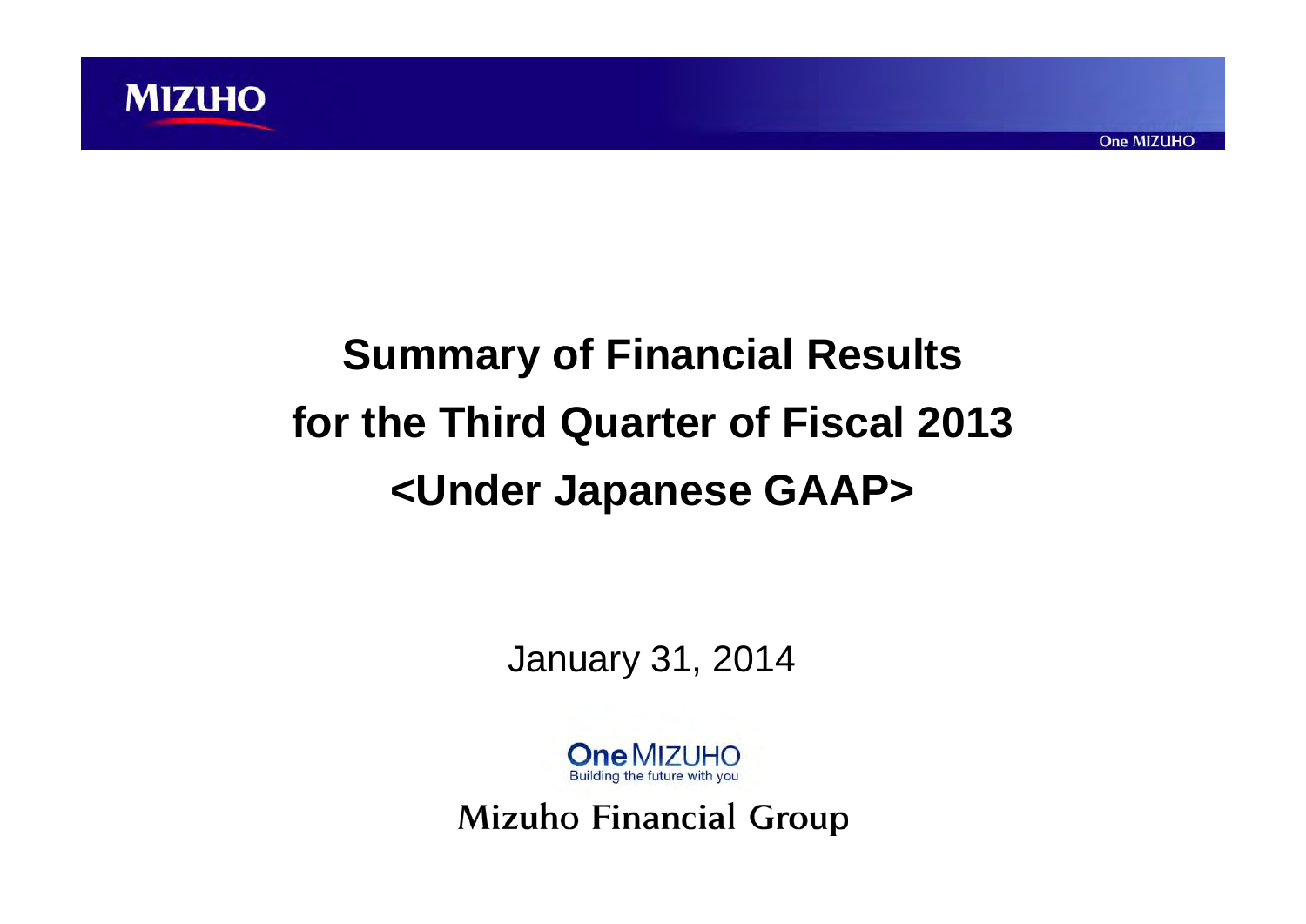# Summary of Financial Results for the Third Quarter of Fiscal 2013 <Under Japanese GAAP>

January 31, 2014

One MIZUHO
Building the future with you

Mizuho Financial Group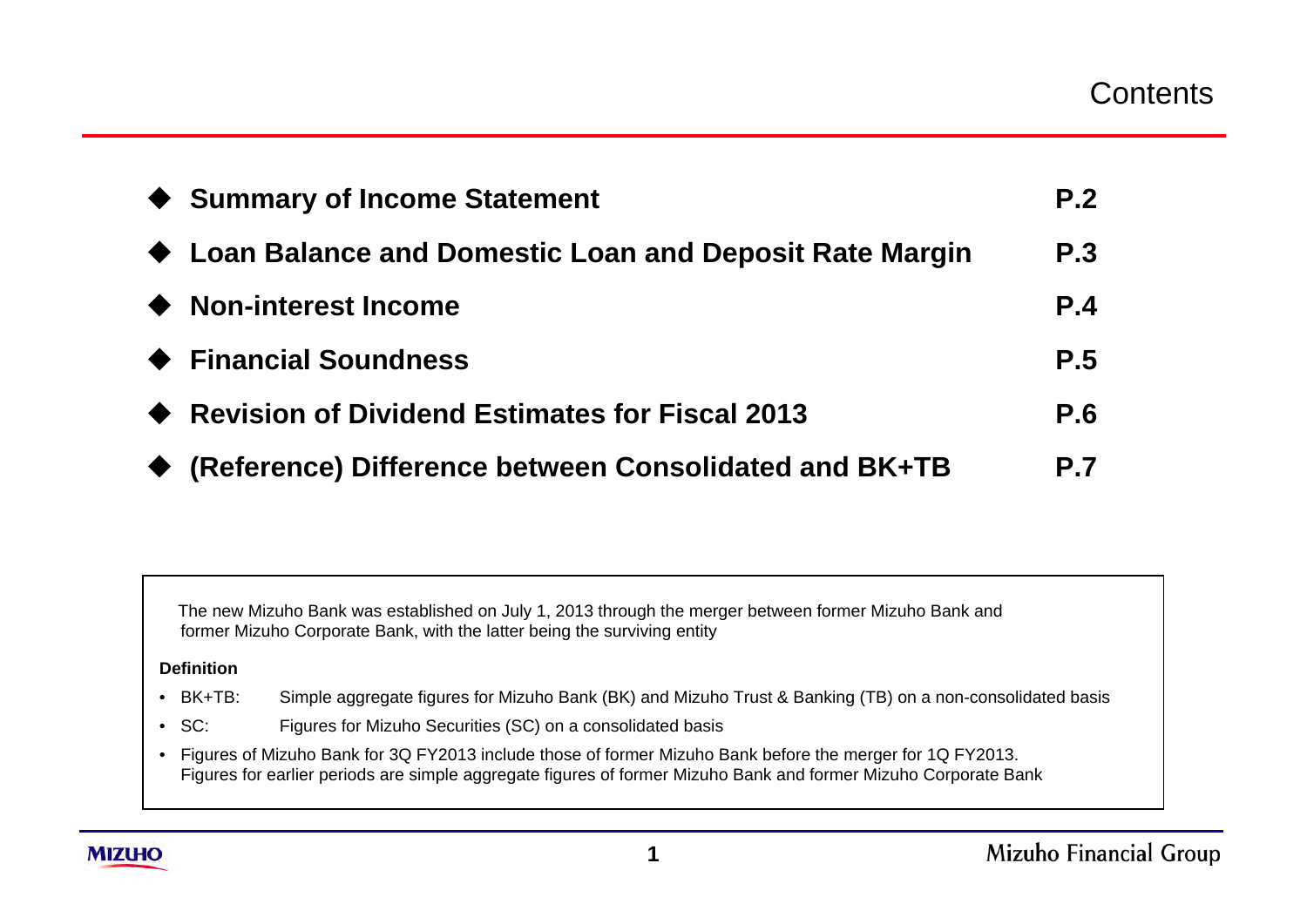# Contents

| | |
|---|---|
| ◆ **Summary of Income Statement** | **P.2** |
| ◆ **Loan Balance and Domestic Loan and Deposit Rate Margin** | **P.3** |
| ◆ **Non-interest Income** | **P.4** |
| ◆ **Financial Soundness** | **P.5** |
| ◆ **Revision of Dividend Estimates for Fiscal 2013** | **P.6** |
| ◆ **(Reference) Difference between Consolidated and BK+TB** | **P.7** |

The new Mizuho Bank was established on July 1, 2013 through the merger between former Mizuho Bank and former Mizuho Corporate Bank, with the latter being the surviving entity

**Definition**

- BK+TB: Simple aggregate figures for Mizuho Bank (BK) and Mizuho Trust & Banking (TB) on a non-consolidated basis
- SC: Figures for Mizuho Securities (SC) on a consolidated basis
- Figures of Mizuho Bank for 3Q FY2013 include those of former Mizuho Bank before the merger for 1Q FY2013. Figures for earlier periods are simple aggregate figures of former Mizuho Bank and former Mizuho Corporate Bank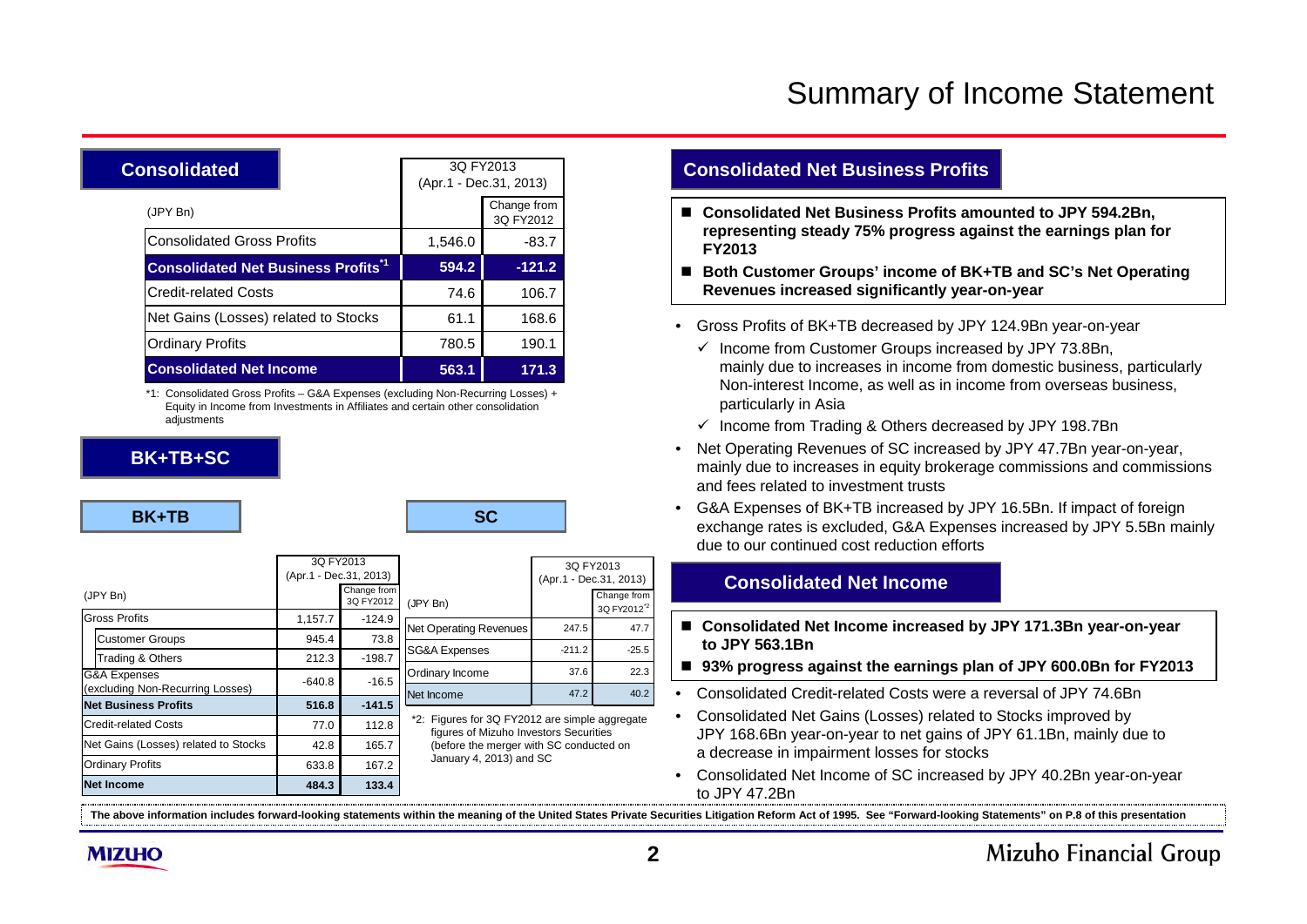# Summary of Income Statement

## Consolidated

| (JPY Bn) | 3Q FY2013 (Apr.1 - Dec.31, 2013) | Change from 3Q FY2012 |
|---|---|---|
| Consolidated Gross Profits | 1,546.0 | -83.7 |
| **Consolidated Net Business Profits[*1]** | **594.2** | **-121.2** |
| Credit-related Costs | 74.6 | 106.7 |
| Net Gains (Losses) related to Stocks | 61.1 | 168.6 |
| Ordinary Profits | 780.5 | 190.1 |
| **Consolidated Net Income** | **563.1** | **171.3** |

*1: Consolidated Gross Profits – G&A Expenses (excluding Non-Recurring Losses) + Equity in Income from Investments in Affiliates and certain other consolidation adjustments

## BK+TB+SC

### BK+TB

| (JPY Bn) | 3Q FY2013 (Apr.1 - Dec.31, 2013) | Change from 3Q FY2012 |
|---|---|---|
| Gross Profits | 1,157.7 | -124.9 |
| Customer Groups | 945.4 | 73.8 |
| Trading & Others | 212.3 | -198.7 |
| G&A Expenses (excluding Non-Recurring Losses) | -640.8 | -16.5 |
| **Net Business Profits** | **516.8** | **-141.5** |
| Credit-related Costs | 77.0 | 112.8 |
| Net Gains (Losses) related to Stocks | 42.8 | 165.7 |
| Ordinary Profits | 633.8 | 167.2 |
| **Net Income** | **484.3** | **133.4** |

### SC

| (JPY Bn) | 3Q FY2013 (Apr.1 - Dec.31, 2013) | Change from 3Q FY2012[*2] |
|---|---|---|
| Net Operating Revenues | 247.5 | 47.7 |
| SG&A Expenses | -211.2 | -25.5 |
| Ordinary Income | 37.6 | 22.3 |
| Net Income | 47.2 | 40.2 |

*2: Figures for 3Q FY2012 are simple aggregate figures of Mizuho Investors Securities (before the merger with SC conducted on January 4, 2013) and SC

## Consolidated Net Business Profits

- **Consolidated Net Business Profits amounted to JPY 594.2Bn, representing steady 75% progress against the earnings plan for FY2013**
- **Both Customer Groups' income of BK+TB and SC's Net Operating Revenues increased significantly year-on-year**

- Gross Profits of BK+TB decreased by JPY 124.9Bn year-on-year
  - ✓ Income from Customer Groups increased by JPY 73.8Bn, mainly due to increases in income from domestic business, particularly Non-interest Income, as well as in income from overseas business, particularly in Asia
  - ✓ Income from Trading & Others decreased by JPY 198.7Bn
- Net Operating Revenues of SC increased by JPY 47.7Bn year-on-year, mainly due to increases in equity brokerage commissions and commissions and fees related to investment trusts
- G&A Expenses of BK+TB increased by JPY 16.5Bn. If impact of foreign exchange rates is excluded, G&A Expenses increased by JPY 5.5Bn mainly due to our continued cost reduction efforts

## Consolidated Net Income

- **Consolidated Net Income increased by JPY 171.3Bn year-on-year to JPY 563.1Bn**
- **93% progress against the earnings plan of JPY 600.0Bn for FY2013**

- Consolidated Credit-related Costs were a reversal of JPY 74.6Bn
- Consolidated Net Gains (Losses) related to Stocks improved by JPY 168.6Bn year-on-year to net gains of JPY 61.1Bn, mainly due to a decrease in impairment losses for stocks
- Consolidated Net Income of SC increased by JPY 40.2Bn year-on-year to JPY 47.2Bn

**The above information includes forward-looking statements within the meaning of the United States Private Securities Litigation Reform Act of 1995. See "Forward-looking Statements" on P.8 of this presentation**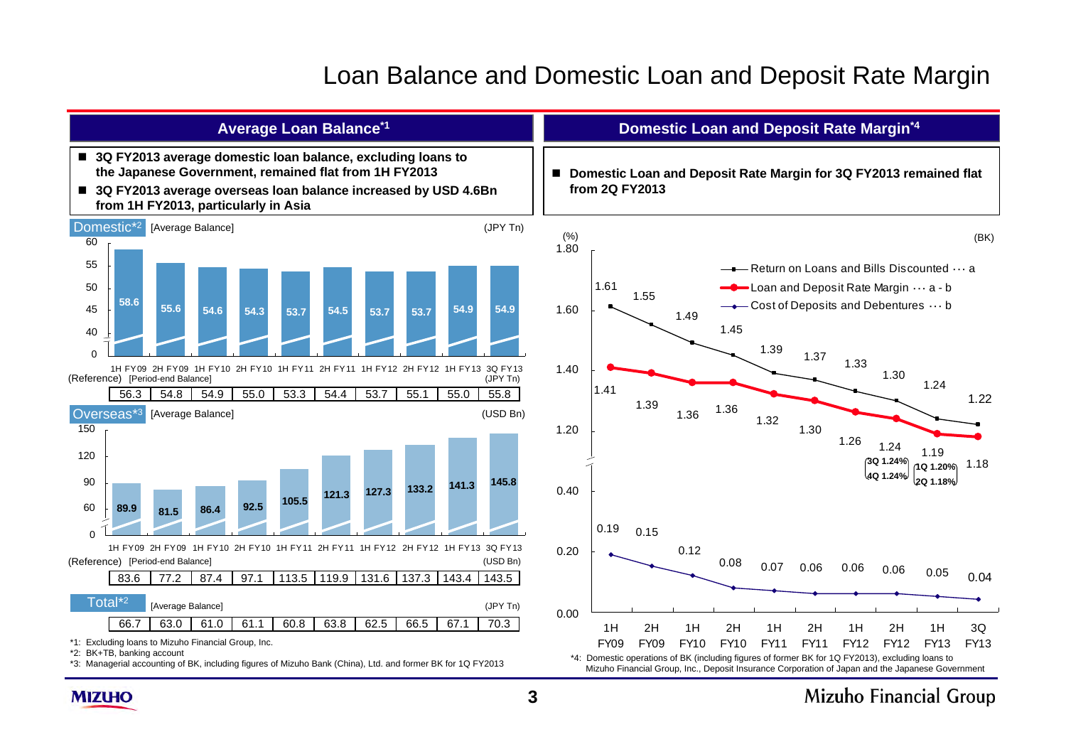# Loan Balance and Domestic Loan and Deposit Rate Margin

## Average Loan Balance[*1]

- 3Q FY2013 average domestic loan balance, excluding loans to the Japanese Government, remained flat from 1H FY2013
- 3Q FY2013 average overseas loan balance increased by USD 4.6Bn from 1H FY2013, particularly in Asia

### Domestic[*2] [Average Balance] (JPY Tn)

| | 1H FY09 | 2H FY09 | 1H FY10 | 2H FY10 | 1H FY11 | 2H FY11 | 1H FY12 | 2H FY12 | 1H FY13 | 3Q FY13 |
|---|---|---|---|---|---|---|---|---|---|---|
| Average Balance | 58.6 | 55.6 | 54.6 | 54.3 | 53.7 | 54.5 | 53.7 | 53.7 | 54.9 | 54.9 |
| (Reference) [Period-end Balance] (JPY Tn) | 56.3 | 54.8 | 54.9 | 55.0 | 53.3 | 54.4 | 53.7 | 55.1 | 55.0 | 55.8 |

### Overseas[*3] [Average Balance] (USD Bn)

| | 1H FY09 | 2H FY09 | 1H FY10 | 2H FY10 | 1H FY11 | 2H FY11 | 1H FY12 | 2H FY12 | 1H FY13 | 3Q FY13 |
|---|---|---|---|---|---|---|---|---|---|---|
| Average Balance | 89.9 | 81.5 | 86.4 | 92.5 | 105.5 | 121.3 | 127.3 | 133.2 | 141.3 | 145.8 |
| (Reference) [Period-end Balance] (USD Bn) | 83.6 | 77.2 | 87.4 | 97.1 | 113.5 | 119.9 | 131.6 | 137.3 | 143.4 | 143.5 |

### Total[*2] [Average Balance] (JPY Tn)

| 1H FY09 | 2H FY09 | 1H FY10 | 2H FY10 | 1H FY11 | 2H FY11 | 1H FY12 | 2H FY12 | 1H FY13 | 3Q FY13 |
|---|---|---|---|---|---|---|---|---|---|
| 66.7 | 63.0 | 61.0 | 61.1 | 60.8 | 63.8 | 62.5 | 66.5 | 67.1 | 70.3 |

*1: Excluding loans to Mizuho Financial Group, Inc.
*2: BK+TB, banking account
*3: Managerial accounting of BK, including figures of Mizuho Bank (China), Ltd. and former BK for 1Q FY2013

## Domestic Loan and Deposit Rate Margin[*4]

- Domestic Loan and Deposit Rate Margin for 3Q FY2013 remained flat from 2Q FY2013

(%) (BK)

| | 1H FY09 | 2H FY09 | 1H FY10 | 2H FY10 | 1H FY11 | 2H FY11 | 1H FY12 | 2H FY12 | 1H FY13 | 3Q FY13 |
|---|---|---|---|---|---|---|---|---|---|---|
| Return on Loans and Bills Discounted ··· a | 1.61 | 1.55 | 1.49 | 1.45 | 1.39 | 1.37 | 1.33 | 1.30 | 1.24 | 1.22 |
| Loan and Deposit Rate Margin ··· a - b | 1.41 | 1.39 | 1.36 | 1.36 | 1.32 | 1.30 | 1.26 | 1.24 | 1.19 | 1.18 |
| Cost of Deposits and Debentures ··· b | 0.19 | 0.15 | 0.12 | 0.08 | 0.07 | 0.06 | 0.06 | 0.06 | 0.05 | 0.04 |

Loan and Deposit Rate Margin: 2H FY12 (3Q 1.24%, 4Q 1.24%); 1H FY13 (1Q 1.20%, 2Q 1.18%)

*4: Domestic operations of BK (including figures of former BK for 1Q FY2013), excluding loans to Mizuho Financial Group, Inc., Deposit Insurance Corporation of Japan and the Japanese Government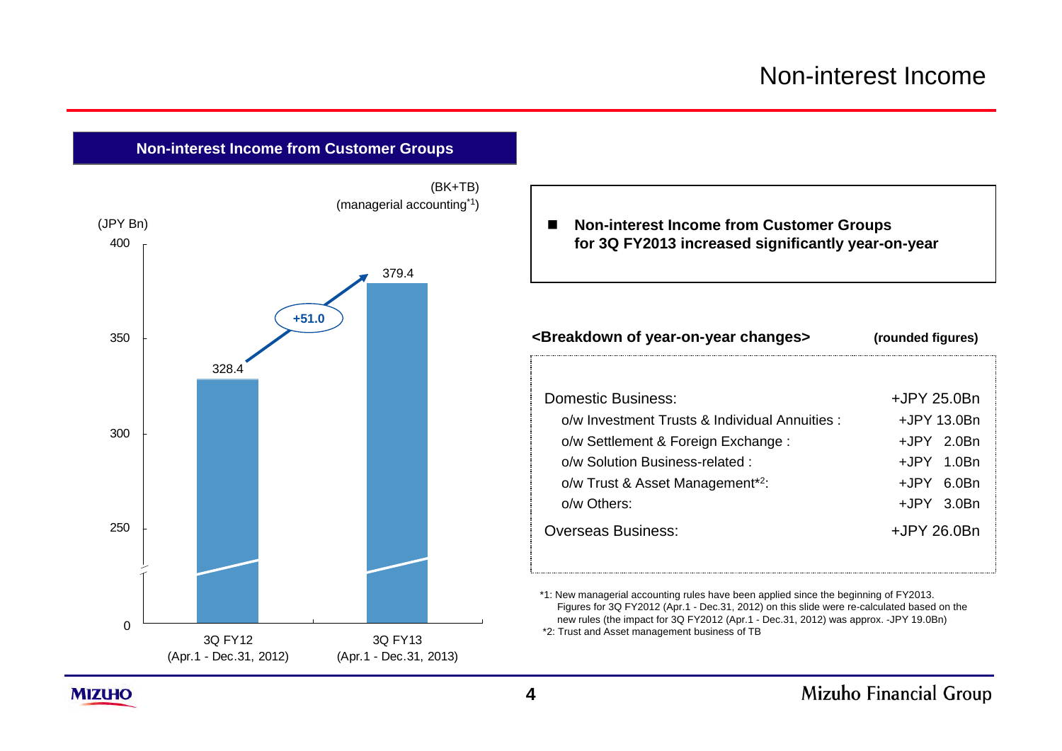# Non-interest Income

## Non-interest Income from Customer Groups

(BK+TB)
(managerial accounting*1)

(JPY Bn)

| | 3Q FY12 (Apr.1 - Dec.31, 2012) | 3Q FY13 (Apr.1 - Dec.31, 2013) |
|---|---|---|
| Non-interest Income from Customer Groups | 328.4 | 379.4 |

+51.0

- **Non-interest Income from Customer Groups for 3Q FY2013 increased significantly year-on-year**

**<Breakdown of year-on-year changes>** **(rounded figures)**

| | |
|---|---|
| Domestic Business: | +JPY 25.0Bn |
| o/w Investment Trusts & Individual Annuities : | +JPY 13.0Bn |
| o/w Settlement & Foreign Exchange : | +JPY 2.0Bn |
| o/w Solution Business-related : | +JPY 1.0Bn |
| o/w Trust & Asset Management*2: | +JPY 6.0Bn |
| o/w Others: | +JPY 3.0Bn |
| Overseas Business: | +JPY 26.0Bn |

*1: New managerial accounting rules have been applied since the beginning of FY2013. Figures for 3Q FY2012 (Apr.1 - Dec.31, 2012) on this slide were re-calculated based on the new rules (the impact for 3Q FY2012 (Apr.1 - Dec.31, 2012) was approx. -JPY 19.0Bn)

*2: Trust and Asset management business of TB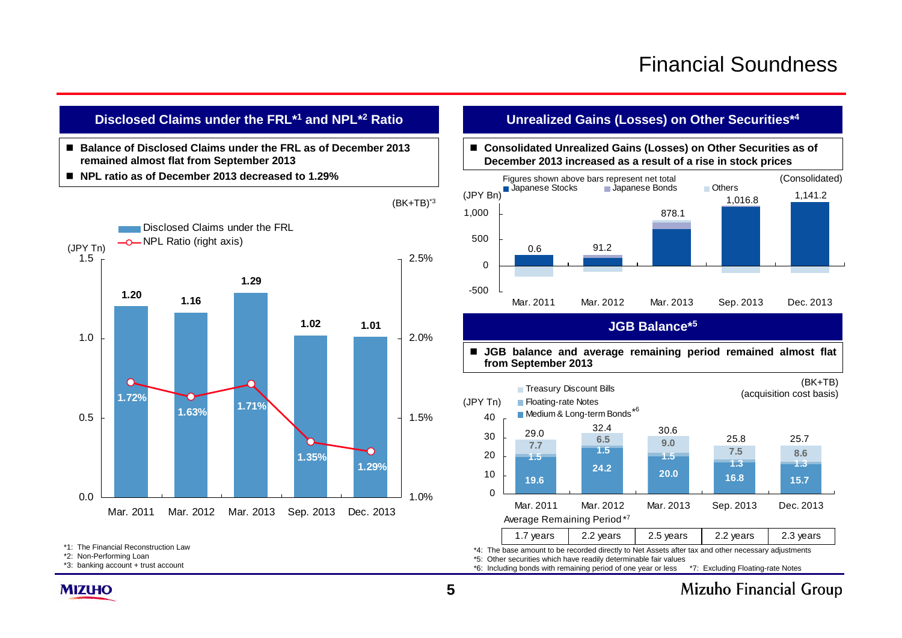# Financial Soundness

## Disclosed Claims under the FRL[*1] and NPL[*2] Ratio

- Balance of Disclosed Claims under the FRL as of December 2013 remained almost flat from September 2013
- NPL ratio as of December 2013 decreased to 1.29%

(BK+TB)[*3]

| | Mar. 2011 | Mar. 2012 | Mar. 2013 | Sep. 2013 | Dec. 2013 |
|---|---|---|---|---|---|
| Disclosed Claims under the FRL (JPY Tn) | 1.20 | 1.16 | 1.29 | 1.02 | 1.01 |
| NPL Ratio (right axis) | 1.72% | 1.63% | 1.71% | 1.35% | 1.29% |

*1: The Financial Reconstruction Law
*2: Non-Performing Loan
*3: banking account + trust account

## Unrealized Gains (Losses) on Other Securities[*4]

- Consolidated Unrealized Gains (Losses) on Other Securities as of December 2013 increased as a result of a rise in stock prices

(Consolidated)

Figures shown above bars represent net total (Japanese Stocks, Japanese Bonds, Others)

| (JPY Bn) | Mar. 2011 | Mar. 2012 | Mar. 2013 | Sep. 2013 | Dec. 2013 |
|---|---|---|---|---|---|
| Net total | 0.6 | 91.2 | 878.1 | 1,016.8 | 1,141.2 |

## JGB Balance[*5]

- JGB balance and average remaining period remained almost flat from September 2013

(BK+TB) (acquisition cost basis)

| (JPY Tn) | Mar. 2011 | Mar. 2012 | Mar. 2013 | Sep. 2013 | Dec. 2013 |
|---|---|---|---|---|---|
| Treasury Discount Bills | 7.7 | 6.5 | 9.0 | 7.5 | 8.6 |
| Floating-rate Notes | 1.5 | 1.5 | 1.5 | 1.3 | 1.3 |
| Medium & Long-term Bonds[*6] | 19.6 | 24.2 | 20.0 | 16.8 | 15.7 |
| Total | 29.0 | 32.4 | 30.6 | 25.8 | 25.7 |
| Average Remaining Period[*7] | 1.7 years | 2.2 years | 2.5 years | 2.2 years | 2.3 years |

*4: The base amount to be recorded directly to Net Assets after tax and other necessary adjustments
*5: Other securities which have readily determinable fair values
*6: Including bonds with remaining period of one year or less
*7: Excluding Floating-rate Notes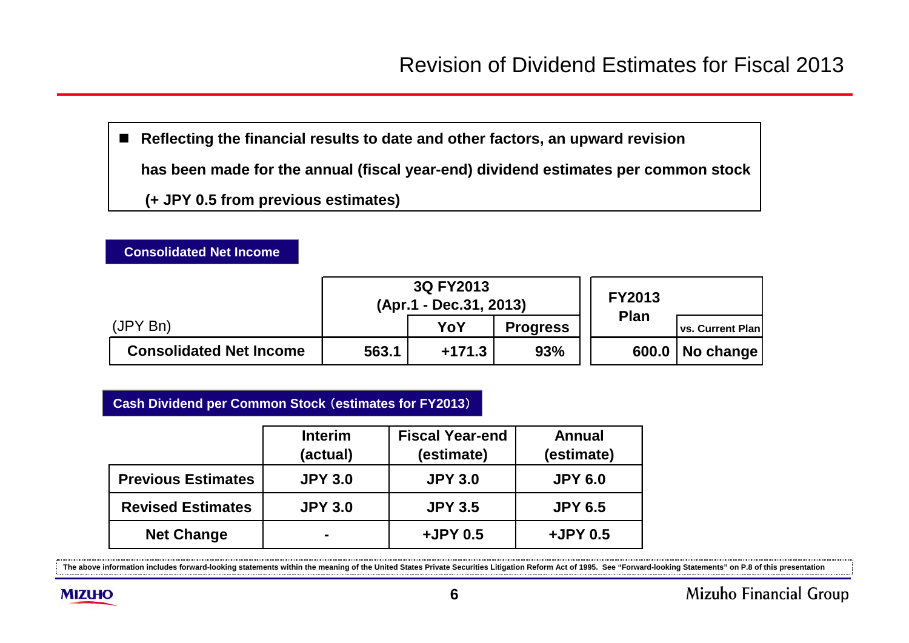# Revision of Dividend Estimates for Fiscal 2013

- **Reflecting the financial results to date and other factors, an upward revision has been made for the annual (fiscal year-end) dividend estimates per common stock (+ JPY 0.5 from previous estimates)**

## Consolidated Net Income

| (JPY Bn) | 3Q FY2013 (Apr.1 - Dec.31, 2013) | | | FY2013 Plan | |
|---|---|---|---|---|---|
| | | YoY | Progress | | vs. Current Plan |
| **Consolidated Net Income** | **563.1** | **+171.3** | **93%** | **600.0** | **No change** |

## Cash Dividend per Common Stock（estimates for FY2013）

| | Interim (actual) | Fiscal Year-end (estimate) | Annual (estimate) |
|---|---|---|---|
| **Previous Estimates** | **JPY 3.0** | **JPY 3.0** | **JPY 6.0** |
| **Revised Estimates** | **JPY 3.0** | **JPY 3.5** | **JPY 6.5** |
| **Net Change** | **-** | **+JPY 0.5** | **+JPY 0.5** |

The above information includes forward-looking statements within the meaning of the United States Private Securities Litigation Reform Act of 1995. See "Forward-looking Statements" on P.8 of this presentation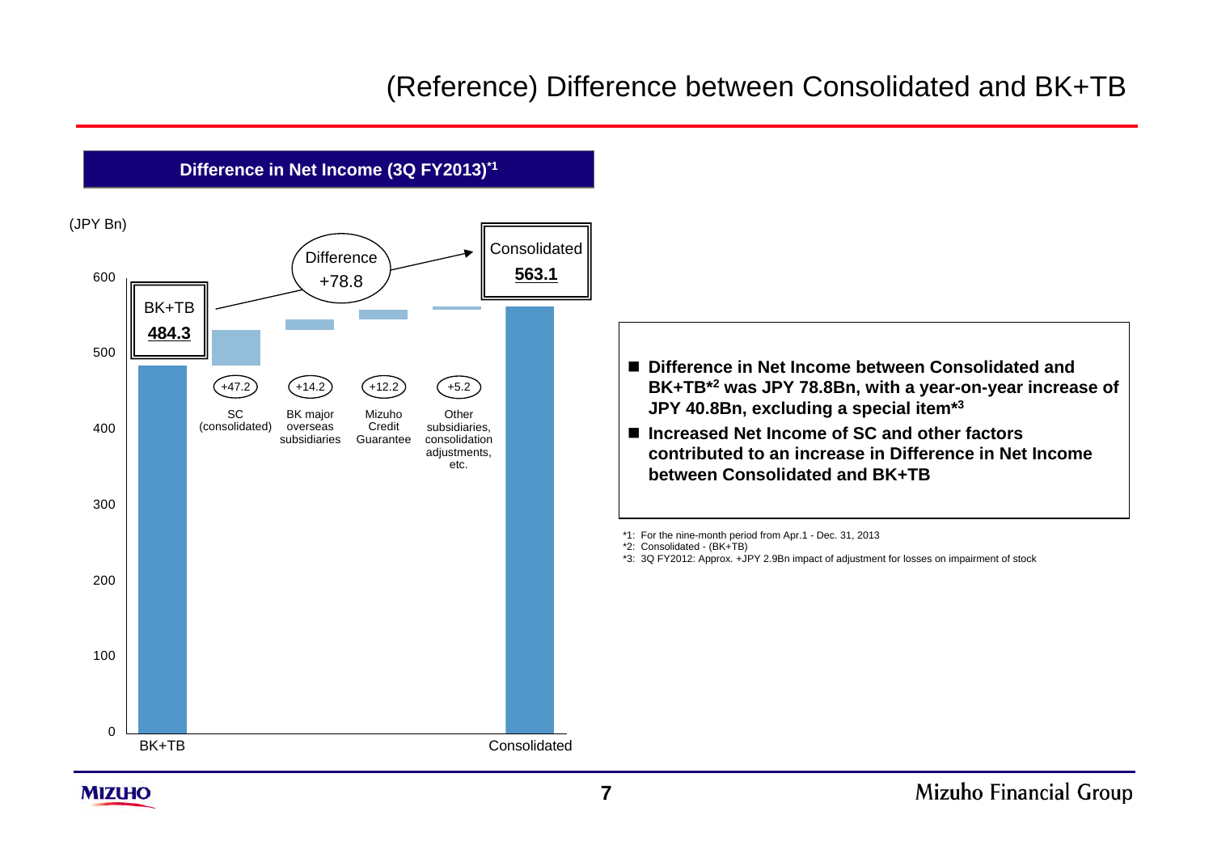# (Reference) Difference between Consolidated and BK+TB

## Difference in Net Income (3Q FY2013)[*1]

(JPY Bn)

| | BK+TB | SC (consolidated) | BK major overseas subsidiaries | Mizuho Credit Guarantee | Other subsidiaries, consolidation adjustments, etc. | Consolidated |
|---|---|---|---|---|---|---|
| Net Income | 484.3 | +47.2 | +14.2 | +12.2 | +5.2 | 563.1 |

Difference +78.8

- **Difference in Net Income between Consolidated and BK+TB[*2] was JPY 78.8Bn, with a year-on-year increase of JPY 40.8Bn, excluding a special item[*3]**
- **Increased Net Income of SC and other factors contributed to an increase in Difference in Net Income between Consolidated and BK+TB**

*1: For the nine-month period from Apr.1 - Dec. 31, 2013
*2: Consolidated - (BK+TB)
*3: 3Q FY2012: Approx. +JPY 2.9Bn impact of adjustment for losses on impairment of stock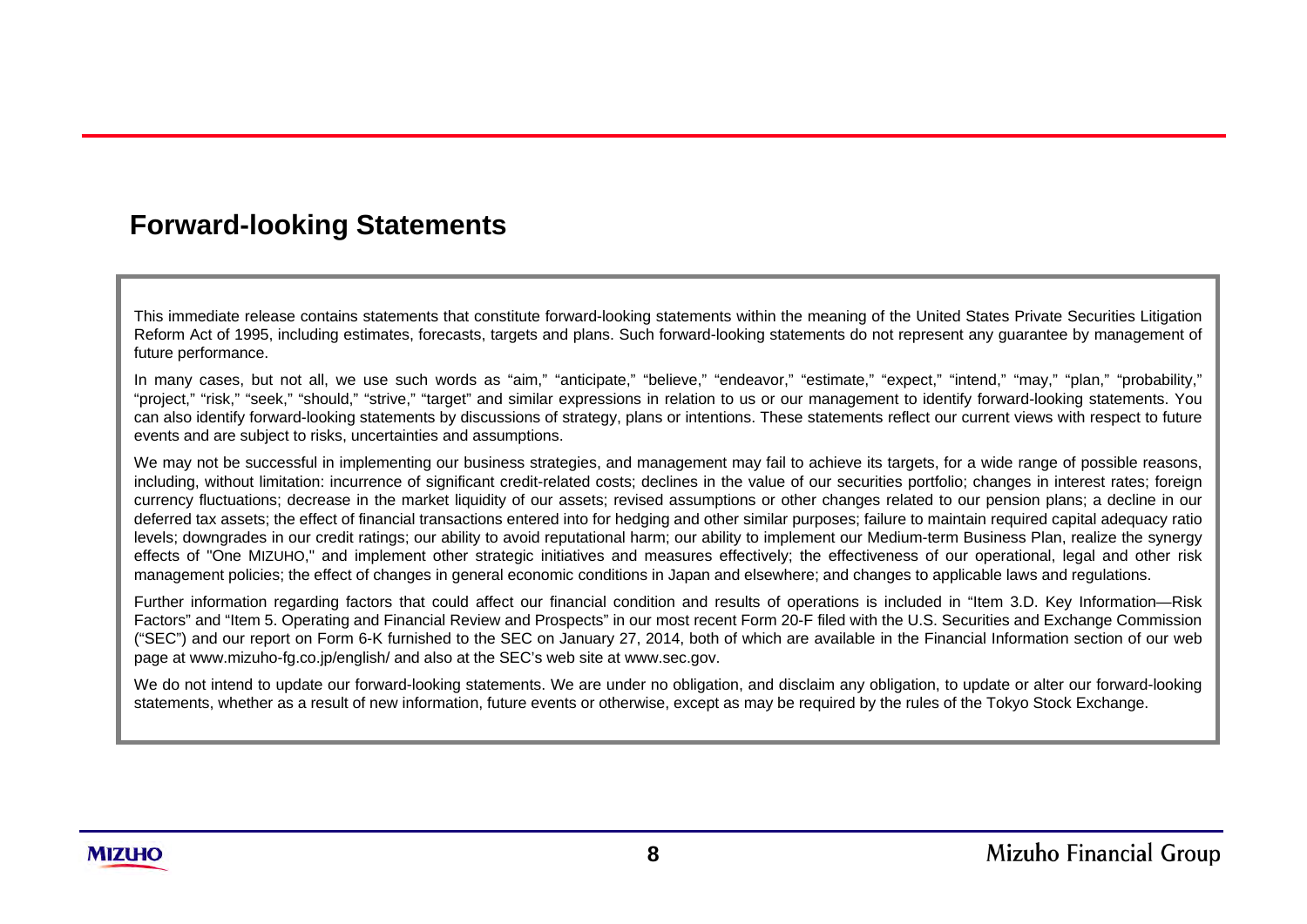## Forward-looking Statements

This immediate release contains statements that constitute forward-looking statements within the meaning of the United States Private Securities Litigation Reform Act of 1995, including estimates, forecasts, targets and plans. Such forward-looking statements do not represent any guarantee by management of future performance.

In many cases, but not all, we use such words as “aim,” “anticipate,” “believe,” “endeavor,” “estimate,” “expect,” “intend,” “may,” “plan,” “probability,” “project,” “risk,” “seek,” “should,” “strive,” “target” and similar expressions in relation to us or our management to identify forward-looking statements. You can also identify forward-looking statements by discussions of strategy, plans or intentions. These statements reflect our current views with respect to future events and are subject to risks, uncertainties and assumptions.

We may not be successful in implementing our business strategies, and management may fail to achieve its targets, for a wide range of possible reasons, including, without limitation: incurrence of significant credit-related costs; declines in the value of our securities portfolio; changes in interest rates; foreign currency fluctuations; decrease in the market liquidity of our assets; revised assumptions or other changes related to our pension plans; a decline in our deferred tax assets; the effect of financial transactions entered into for hedging and other similar purposes; failure to maintain required capital adequacy ratio levels; downgrades in our credit ratings; our ability to avoid reputational harm; our ability to implement our Medium-term Business Plan, realize the synergy effects of "One MIZUHO," and implement other strategic initiatives and measures effectively; the effectiveness of our operational, legal and other risk management policies; the effect of changes in general economic conditions in Japan and elsewhere; and changes to applicable laws and regulations.

Further information regarding factors that could affect our financial condition and results of operations is included in “Item 3.D. Key Information—Risk Factors” and “Item 5. Operating and Financial Review and Prospects” in our most recent Form 20-F filed with the U.S. Securities and Exchange Commission (“SEC”) and our report on Form 6-K furnished to the SEC on January 27, 2014, both of which are available in the Financial Information section of our web page at www.mizuho-fg.co.jp/english/ and also at the SEC’s web site at www.sec.gov.

We do not intend to update our forward-looking statements. We are under no obligation, and disclaim any obligation, to update or alter our forward-looking statements, whether as a result of new information, future events or otherwise, except as may be required by the rules of the Tokyo Stock Exchange.